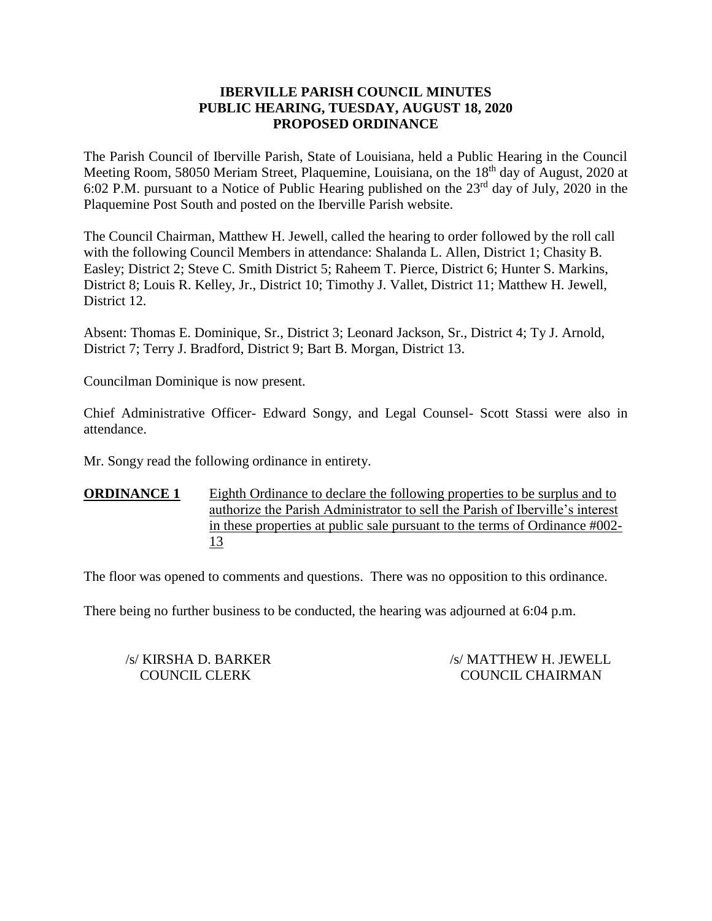# IBERVILLE PARISH COUNCIL MINUTES
## PUBLIC HEARING, TUESDAY, AUGUST 18, 2020
## PROPOSED ORDINANCE

The Parish Council of Iberville Parish, State of Louisiana, held a Public Hearing in the Council Meeting Room, 58050 Meriam Street, Plaquemine, Louisiana, on the 18th day of August, 2020 at 6:02 P.M. pursuant to a Notice of Public Hearing published on the 23rd day of July, 2020 in the Plaquemine Post South and posted on the Iberville Parish website.

The Council Chairman, Matthew H. Jewell, called the hearing to order followed by the roll call with the following Council Members in attendance: Shalanda L. Allen, District 1; Chasity B. Easley; District 2; Steve C. Smith District 5; Raheem T. Pierce, District 6; Hunter S. Markins, District 8; Louis R. Kelley, Jr., District 10; Timothy J. Vallet, District 11; Matthew H. Jewell, District 12.

Absent: Thomas E. Dominique, Sr., District 3; Leonard Jackson, Sr., District 4; Ty J. Arnold, District 7; Terry J. Bradford, District 9; Bart B. Morgan, District 13.

Councilman Dominique is now present.

Chief Administrative Officer- Edward Songy, and Legal Counsel- Scott Stassi were also in attendance.

Mr. Songy read the following ordinance in entirety.

**ORDINANCE 1** Eighth Ordinance to declare the following properties to be surplus and to authorize the Parish Administrator to sell the Parish of Iberville's interest in these properties at public sale pursuant to the terms of Ordinance #002-13

The floor was opened to comments and questions. There was no opposition to this ordinance.

There being no further business to be conducted, the hearing was adjourned at 6:04 p.m.

/s/ KIRSHA D. BARKER
COUNCIL CLERK

/s/ MATTHEW H. JEWELL
COUNCIL CHAIRMAN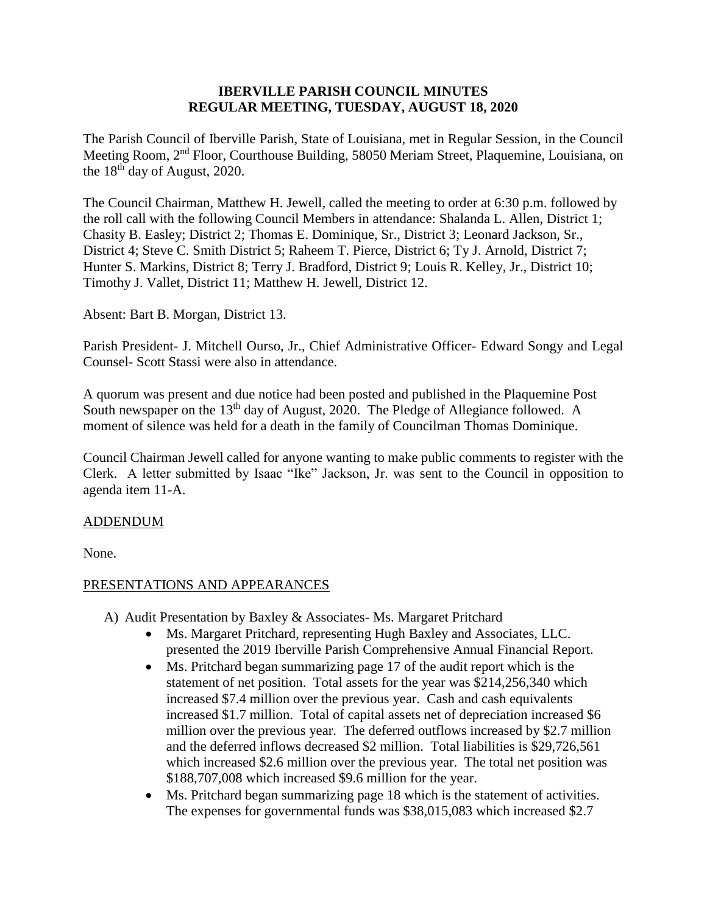# IBERVILLE PARISH COUNCIL MINUTES
## REGULAR MEETING, TUESDAY, AUGUST 18, 2020

The Parish Council of Iberville Parish, State of Louisiana, met in Regular Session, in the Council Meeting Room, 2nd Floor, Courthouse Building, 58050 Meriam Street, Plaquemine, Louisiana, on the 18th day of August, 2020.

The Council Chairman, Matthew H. Jewell, called the meeting to order at 6:30 p.m. followed by the roll call with the following Council Members in attendance: Shalanda L. Allen, District 1; Chasity B. Easley; District 2; Thomas E. Dominique, Sr., District 3; Leonard Jackson, Sr., District 4; Steve C. Smith District 5; Raheem T. Pierce, District 6; Ty J. Arnold, District 7; Hunter S. Markins, District 8; Terry J. Bradford, District 9; Louis R. Kelley, Jr., District 10; Timothy J. Vallet, District 11; Matthew H. Jewell, District 12.

Absent: Bart B. Morgan, District 13.

Parish President- J. Mitchell Ourso, Jr., Chief Administrative Officer- Edward Songy and Legal Counsel- Scott Stassi were also in attendance.

A quorum was present and due notice had been posted and published in the Plaquemine Post South newspaper on the 13th day of August, 2020. The Pledge of Allegiance followed. A moment of silence was held for a death in the family of Councilman Thomas Dominique.

Council Chairman Jewell called for anyone wanting to make public comments to register with the Clerk. A letter submitted by Isaac "Ike" Jackson, Jr. was sent to the Council in opposition to agenda item 11-A.

ADDENDUM

None.

PRESENTATIONS AND APPEARANCES

A) Audit Presentation by Baxley & Associates- Ms. Margaret Pritchard
   - Ms. Margaret Pritchard, representing Hugh Baxley and Associates, LLC. presented the 2019 Iberville Parish Comprehensive Annual Financial Report.
   - Ms. Pritchard began summarizing page 17 of the audit report which is the statement of net position. Total assets for the year was $214,256,340 which increased $7.4 million over the previous year. Cash and cash equivalents increased $1.7 million. Total of capital assets net of depreciation increased $6 million over the previous year. The deferred outflows increased by $2.7 million and the deferred inflows decreased $2 million. Total liabilities is $29,726,561 which increased $2.6 million over the previous year. The total net position was $188,707,008 which increased $9.6 million for the year.
   - Ms. Pritchard began summarizing page 18 which is the statement of activities. The expenses for governmental funds was $38,015,083 which increased $2.7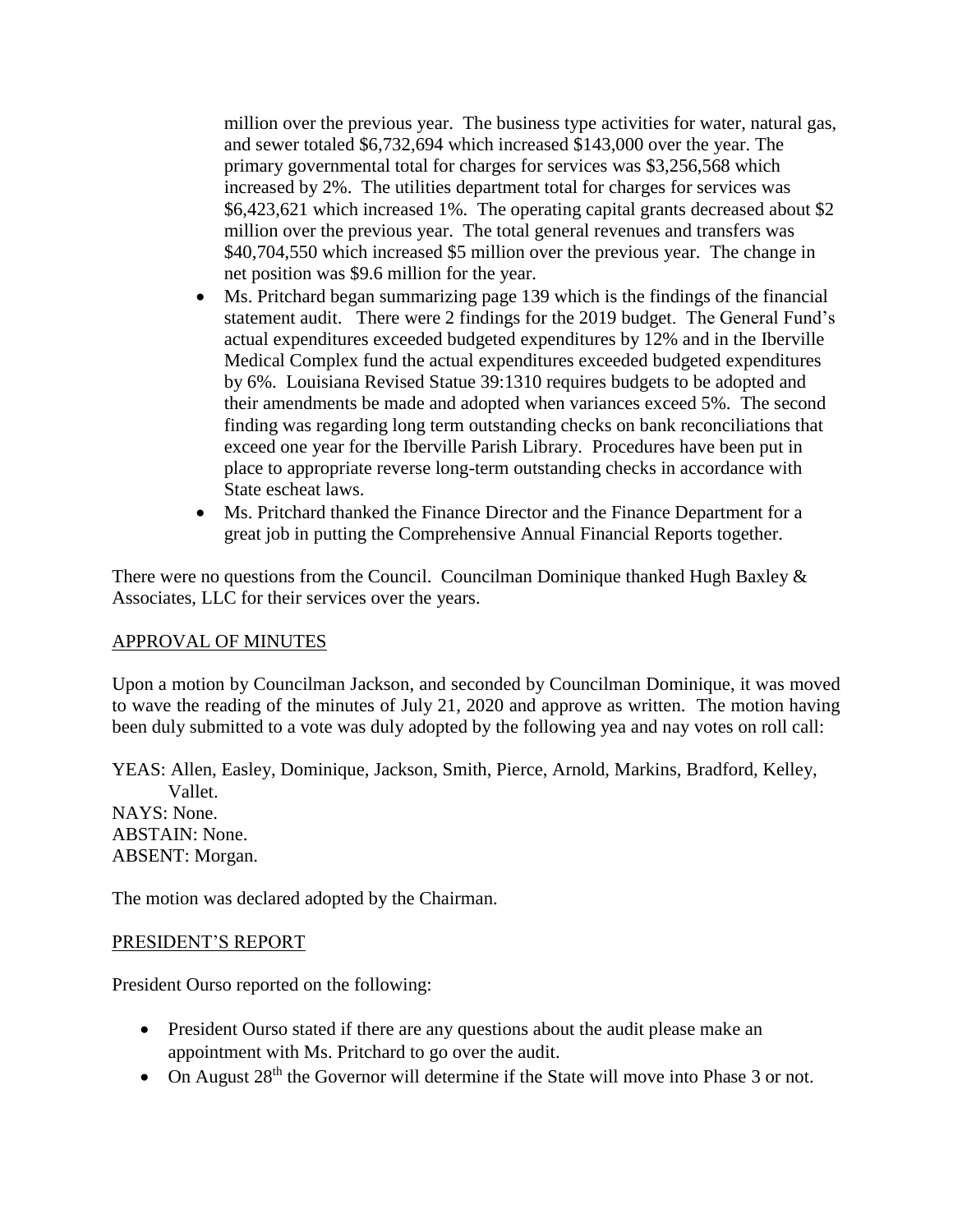million over the previous year. The business type activities for water, natural gas, and sewer totaled $6,732,694 which increased $143,000 over the year. The primary governmental total for charges for services was $3,256,568 which increased by 2%. The utilities department total for charges for services was $6,423,621 which increased 1%. The operating capital grants decreased about $2 million over the previous year. The total general revenues and transfers was $40,704,550 which increased $5 million over the previous year. The change in net position was $9.6 million for the year.

- Ms. Pritchard began summarizing page 139 which is the findings of the financial statement audit. There were 2 findings for the 2019 budget. The General Fund's actual expenditures exceeded budgeted expenditures by 12% and in the Iberville Medical Complex fund the actual expenditures exceeded budgeted expenditures by 6%. Louisiana Revised Statue 39:1310 requires budgets to be adopted and their amendments be made and adopted when variances exceed 5%. The second finding was regarding long term outstanding checks on bank reconciliations that exceed one year for the Iberville Parish Library. Procedures have been put in place to appropriate reverse long-term outstanding checks in accordance with State escheat laws.
- Ms. Pritchard thanked the Finance Director and the Finance Department for a great job in putting the Comprehensive Annual Financial Reports together.

There were no questions from the Council. Councilman Dominique thanked Hugh Baxley & Associates, LLC for their services over the years.

## APPROVAL OF MINUTES

Upon a motion by Councilman Jackson, and seconded by Councilman Dominique, it was moved to wave the reading of the minutes of July 21, 2020 and approve as written. The motion having been duly submitted to a vote was duly adopted by the following yea and nay votes on roll call:

YEAS: Allen, Easley, Dominique, Jackson, Smith, Pierce, Arnold, Markins, Bradford, Kelley, Vallet.
NAYS: None.
ABSTAIN: None.
ABSENT: Morgan.

The motion was declared adopted by the Chairman.

## PRESIDENT'S REPORT

President Ourso reported on the following:

- President Ourso stated if there are any questions about the audit please make an appointment with Ms. Pritchard to go over the audit.
- On August 28th the Governor will determine if the State will move into Phase 3 or not.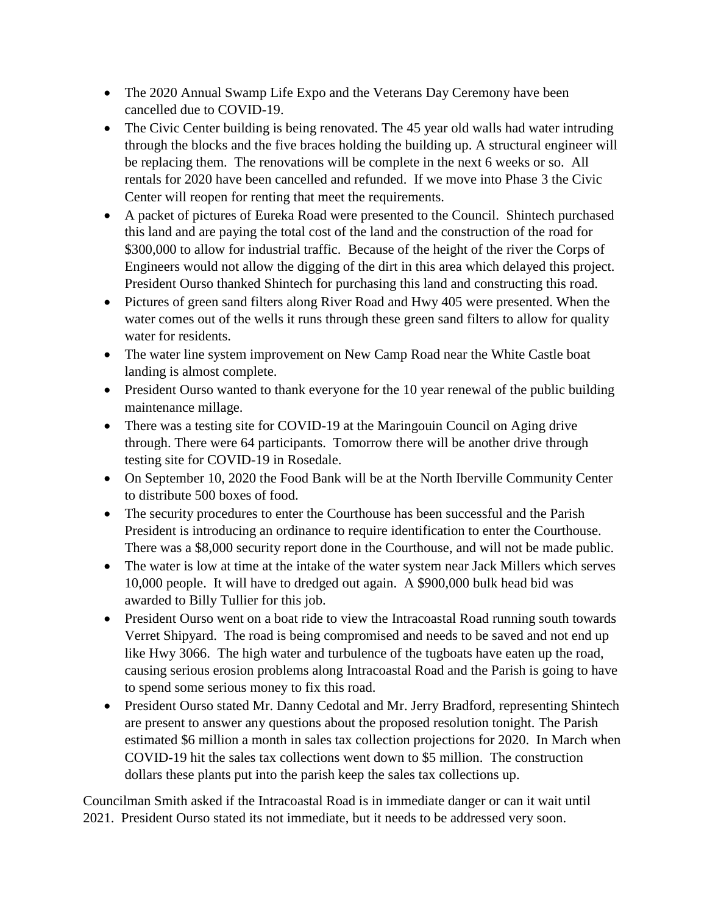- The 2020 Annual Swamp Life Expo and the Veterans Day Ceremony have been cancelled due to COVID-19.
- The Civic Center building is being renovated. The 45 year old walls had water intruding through the blocks and the five braces holding the building up. A structural engineer will be replacing them. The renovations will be complete in the next 6 weeks or so. All rentals for 2020 have been cancelled and refunded. If we move into Phase 3 the Civic Center will reopen for renting that meet the requirements.
- A packet of pictures of Eureka Road were presented to the Council. Shintech purchased this land and are paying the total cost of the land and the construction of the road for $300,000 to allow for industrial traffic. Because of the height of the river the Corps of Engineers would not allow the digging of the dirt in this area which delayed this project. President Ourso thanked Shintech for purchasing this land and constructing this road.
- Pictures of green sand filters along River Road and Hwy 405 were presented. When the water comes out of the wells it runs through these green sand filters to allow for quality water for residents.
- The water line system improvement on New Camp Road near the White Castle boat landing is almost complete.
- President Ourso wanted to thank everyone for the 10 year renewal of the public building maintenance millage.
- There was a testing site for COVID-19 at the Maringouin Council on Aging drive through. There were 64 participants. Tomorrow there will be another drive through testing site for COVID-19 in Rosedale.
- On September 10, 2020 the Food Bank will be at the North Iberville Community Center to distribute 500 boxes of food.
- The security procedures to enter the Courthouse has been successful and the Parish President is introducing an ordinance to require identification to enter the Courthouse. There was a $8,000 security report done in the Courthouse, and will not be made public.
- The water is low at time at the intake of the water system near Jack Millers which serves 10,000 people. It will have to dredged out again. A $900,000 bulk head bid was awarded to Billy Tullier for this job.
- President Ourso went on a boat ride to view the Intracoastal Road running south towards Verret Shipyard. The road is being compromised and needs to be saved and not end up like Hwy 3066. The high water and turbulence of the tugboats have eaten up the road, causing serious erosion problems along Intracoastal Road and the Parish is going to have to spend some serious money to fix this road.
- President Ourso stated Mr. Danny Cedotal and Mr. Jerry Bradford, representing Shintech are present to answer any questions about the proposed resolution tonight. The Parish estimated $6 million a month in sales tax collection projections for 2020. In March when COVID-19 hit the sales tax collections went down to $5 million. The construction dollars these plants put into the parish keep the sales tax collections up.

Councilman Smith asked if the Intracoastal Road is in immediate danger or can it wait until 2021. President Ourso stated its not immediate, but it needs to be addressed very soon.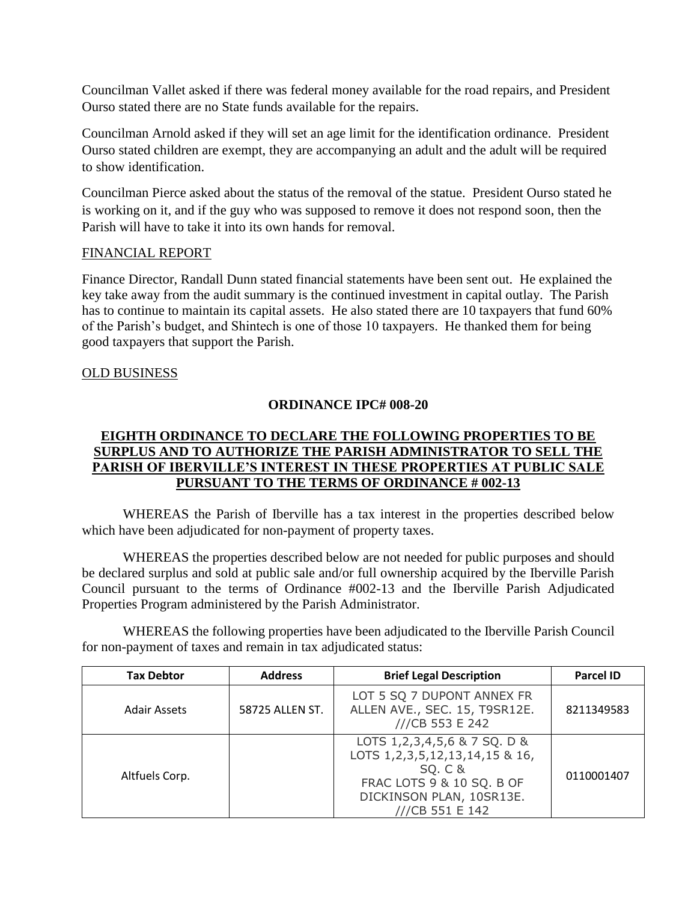Councilman Vallet asked if there was federal money available for the road repairs, and President Ourso stated there are no State funds available for the repairs.

Councilman Arnold asked if they will set an age limit for the identification ordinance. President Ourso stated children are exempt, they are accompanying an adult and the adult will be required to show identification.

Councilman Pierce asked about the status of the removal of the statue. President Ourso stated he is working on it, and if the guy who was supposed to remove it does not respond soon, then the Parish will have to take it into its own hands for removal.

FINANCIAL REPORT

Finance Director, Randall Dunn stated financial statements have been sent out. He explained the key take away from the audit summary is the continued investment in capital outlay. The Parish has to continue to maintain its capital assets. He also stated there are 10 taxpayers that fund 60% of the Parish's budget, and Shintech is one of those 10 taxpayers. He thanked them for being good taxpayers that support the Parish.

OLD BUSINESS

**ORDINANCE IPC# 008-20**

**EIGHTH ORDINANCE TO DECLARE THE FOLLOWING PROPERTIES TO BE SURPLUS AND TO AUTHORIZE THE PARISH ADMINISTRATOR TO SELL THE PARISH OF IBERVILLE'S INTEREST IN THESE PROPERTIES AT PUBLIC SALE PURSUANT TO THE TERMS OF ORDINANCE # 002-13**

WHEREAS the Parish of Iberville has a tax interest in the properties described below which have been adjudicated for non-payment of property taxes.

WHEREAS the properties described below are not needed for public purposes and should be declared surplus and sold at public sale and/or full ownership acquired by the Iberville Parish Council pursuant to the terms of Ordinance #002-13 and the Iberville Parish Adjudicated Properties Program administered by the Parish Administrator.

WHEREAS the following properties have been adjudicated to the Iberville Parish Council for non-payment of taxes and remain in tax adjudicated status:

| Tax Debtor | Address | Brief Legal Description | Parcel ID |
|---|---|---|---|
| Adair Assets | 58725 ALLEN ST. | LOT 5 SQ 7 DUPONT ANNEX FR ALLEN AVE., SEC. 15, T9SR12E. ///CB 553 E 242 | 8211349583 |
| Altfuels Corp. | | LOTS 1,2,3,4,5,6 & 7 SQ. D & LOTS 1,2,3,5,12,13,14,15 & 16, SQ. C & FRAC LOTS 9 & 10 SQ. B OF DICKINSON PLAN, 10SR13E. ///CB 551 E 142 | 0110001407 |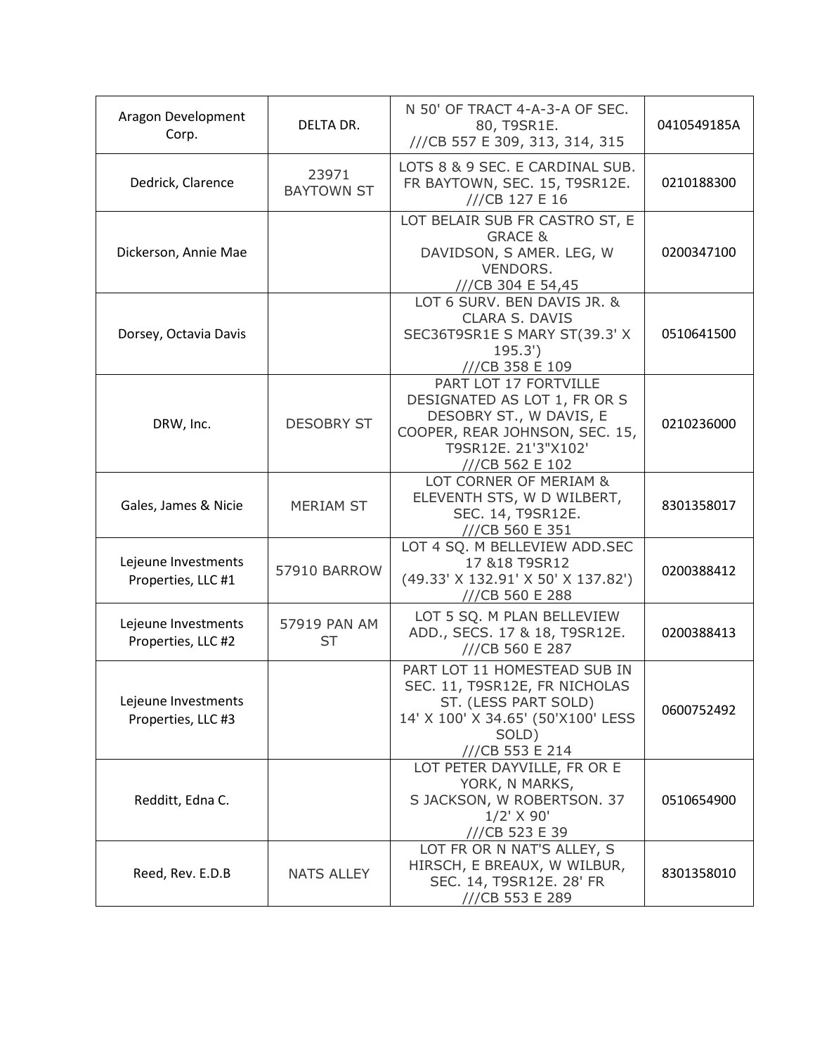| | | | |
|---|---|---|---|
| Aragon Development Corp. | DELTA DR. | N 50' OF TRACT 4-A-3-A OF SEC. 80, T9SR1E. ///CB 557 E 309, 313, 314, 315 | 0410549185A |
| Dedrick, Clarence | 23971 BAYTOWN ST | LOTS 8 & 9 SEC. E CARDINAL SUB. FR BAYTOWN, SEC. 15, T9SR12E. ///CB 127 E 16 | 0210188300 |
| Dickerson, Annie Mae | | LOT BELAIR SUB FR CASTRO ST, E GRACE & DAVIDSON, S AMER. LEG, W VENDORS. ///CB 304 E 54,45 | 0200347100 |
| Dorsey, Octavia Davis | | LOT 6 SURV. BEN DAVIS JR. & CLARA S. DAVIS SEC36T9SR1E S MARY ST(39.3' X 195.3') ///CB 358 E 109 | 0510641500 |
| DRW, Inc. | DESOBRY ST | PART LOT 17 FORTVILLE DESIGNATED AS LOT 1, FR OR S DESOBRY ST., W DAVIS, E COOPER, REAR JOHNSON, SEC. 15, T9SR12E. 21'3"X102' ///CB 562 E 102 | 0210236000 |
| Gales, James & Nicie | MERIAM ST | LOT CORNER OF MERIAM & ELEVENTH STS, W D WILBERT, SEC. 14, T9SR12E. ///CB 560 E 351 | 8301358017 |
| Lejeune Investments Properties, LLC #1 | 57910 BARROW | LOT 4 SQ. M BELLEVIEW ADD.SEC 17 &18 T9SR12 (49.33' X 132.91' X 50' X 137.82') ///CB 560 E 288 | 0200388412 |
| Lejeune Investments Properties, LLC #2 | 57919 PAN AM ST | LOT 5 SQ. M PLAN BELLEVIEW ADD., SECS. 17 & 18, T9SR12E. ///CB 560 E 287 | 0200388413 |
| Lejeune Investments Properties, LLC #3 | | PART LOT 11 HOMESTEAD SUB IN SEC. 11, T9SR12E, FR NICHOLAS ST. (LESS PART SOLD) 14' X 100' X 34.65' (50'X100' LESS SOLD) ///CB 553 E 214 | 0600752492 |
| Redditt, Edna C. | | LOT PETER DAYVILLE, FR OR E YORK, N MARKS, S JACKSON, W ROBERTSON. 37 1/2' X 90' ///CB 523 E 39 | 0510654900 |
| Reed, Rev. E.D.B | NATS ALLEY | LOT FR OR N NAT'S ALLEY, S HIRSCH, E BREAUX, W WILBUR, SEC. 14, T9SR12E. 28' FR ///CB 553 E 289 | 8301358010 |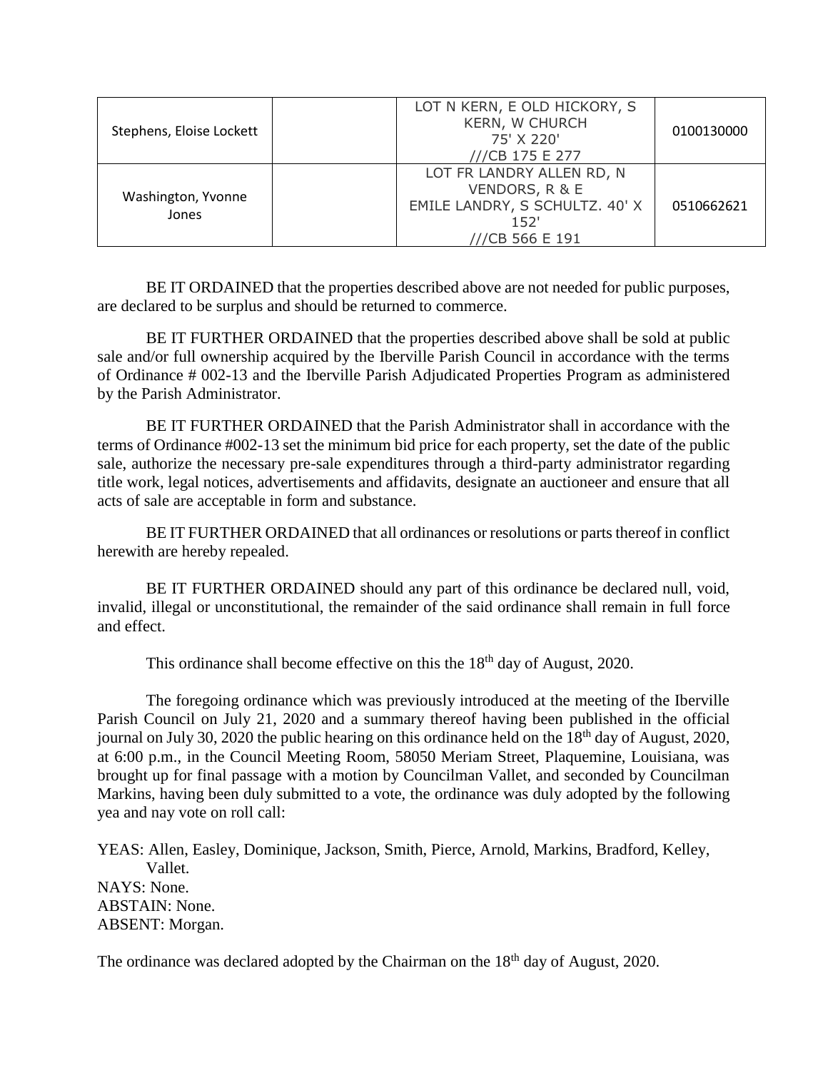| | | | |
|---|---|---|---|
| Stephens, Eloise Lockett | | LOT N KERN, E OLD HICKORY, S KERN, W CHURCH 75' X 220' ///CB 175 E 277 | 0100130000 |
| Washington, Yvonne Jones | | LOT FR LANDRY ALLEN RD, N VENDORS, R & E EMILE LANDRY, S SCHULTZ. 40' X 152' ///CB 566 E 191 | 0510662621 |

BE IT ORDAINED that the properties described above are not needed for public purposes, are declared to be surplus and should be returned to commerce.

BE IT FURTHER ORDAINED that the properties described above shall be sold at public sale and/or full ownership acquired by the Iberville Parish Council in accordance with the terms of Ordinance # 002-13 and the Iberville Parish Adjudicated Properties Program as administered by the Parish Administrator.

BE IT FURTHER ORDAINED that the Parish Administrator shall in accordance with the terms of Ordinance #002-13 set the minimum bid price for each property, set the date of the public sale, authorize the necessary pre-sale expenditures through a third-party administrator regarding title work, legal notices, advertisements and affidavits, designate an auctioneer and ensure that all acts of sale are acceptable in form and substance.

BE IT FURTHER ORDAINED that all ordinances or resolutions or parts thereof in conflict herewith are hereby repealed.

BE IT FURTHER ORDAINED should any part of this ordinance be declared null, void, invalid, illegal or unconstitutional, the remainder of the said ordinance shall remain in full force and effect.

This ordinance shall become effective on this the 18th day of August, 2020.

The foregoing ordinance which was previously introduced at the meeting of the Iberville Parish Council on July 21, 2020 and a summary thereof having been published in the official journal on July 30, 2020 the public hearing on this ordinance held on the 18th day of August, 2020, at 6:00 p.m., in the Council Meeting Room, 58050 Meriam Street, Plaquemine, Louisiana, was brought up for final passage with a motion by Councilman Vallet, and seconded by Councilman Markins, having been duly submitted to a vote, the ordinance was duly adopted by the following yea and nay vote on roll call:

YEAS: Allen, Easley, Dominique, Jackson, Smith, Pierce, Arnold, Markins, Bradford, Kelley, Vallet.
NAYS: None.
ABSTAIN: None.
ABSENT: Morgan.

The ordinance was declared adopted by the Chairman on the 18th day of August, 2020.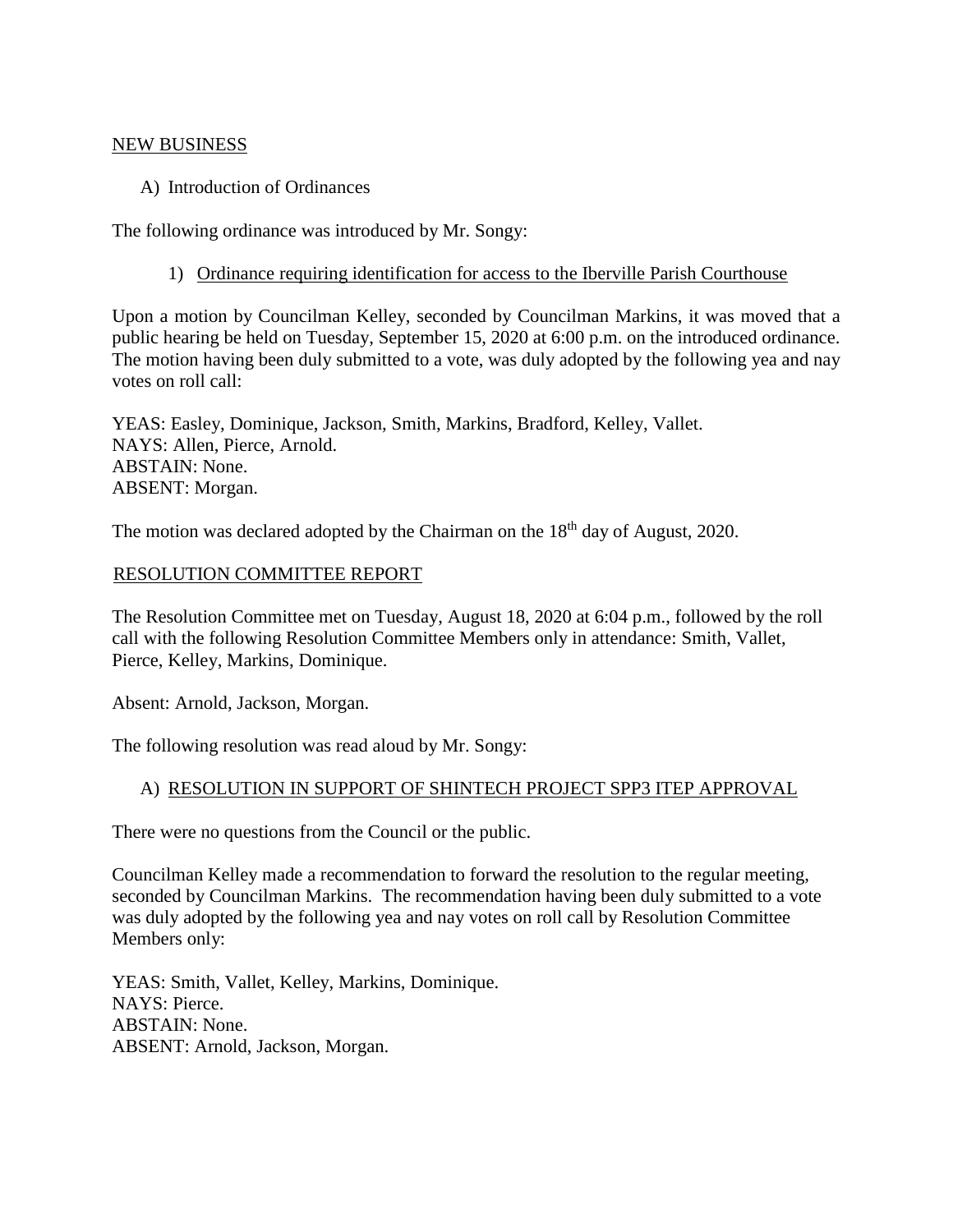NEW BUSINESS

A) Introduction of Ordinances

The following ordinance was introduced by Mr. Songy:

1) Ordinance requiring identification for access to the Iberville Parish Courthouse

Upon a motion by Councilman Kelley, seconded by Councilman Markins, it was moved that a public hearing be held on Tuesday, September 15, 2020 at 6:00 p.m. on the introduced ordinance. The motion having been duly submitted to a vote, was duly adopted by the following yea and nay votes on roll call:

YEAS: Easley, Dominique, Jackson, Smith, Markins, Bradford, Kelley, Vallet.
NAYS: Allen, Pierce, Arnold.
ABSTAIN: None.
ABSENT: Morgan.

The motion was declared adopted by the Chairman on the 18th day of August, 2020.

RESOLUTION COMMITTEE REPORT

The Resolution Committee met on Tuesday, August 18, 2020 at 6:04 p.m., followed by the roll call with the following Resolution Committee Members only in attendance: Smith, Vallet, Pierce, Kelley, Markins, Dominique.

Absent: Arnold, Jackson, Morgan.

The following resolution was read aloud by Mr. Songy:

A) RESOLUTION IN SUPPORT OF SHINTECH PROJECT SPP3 ITEP APPROVAL

There were no questions from the Council or the public.

Councilman Kelley made a recommendation to forward the resolution to the regular meeting, seconded by Councilman Markins. The recommendation having been duly submitted to a vote was duly adopted by the following yea and nay votes on roll call by Resolution Committee Members only:

YEAS: Smith, Vallet, Kelley, Markins, Dominique.
NAYS: Pierce.
ABSTAIN: None.
ABSENT: Arnold, Jackson, Morgan.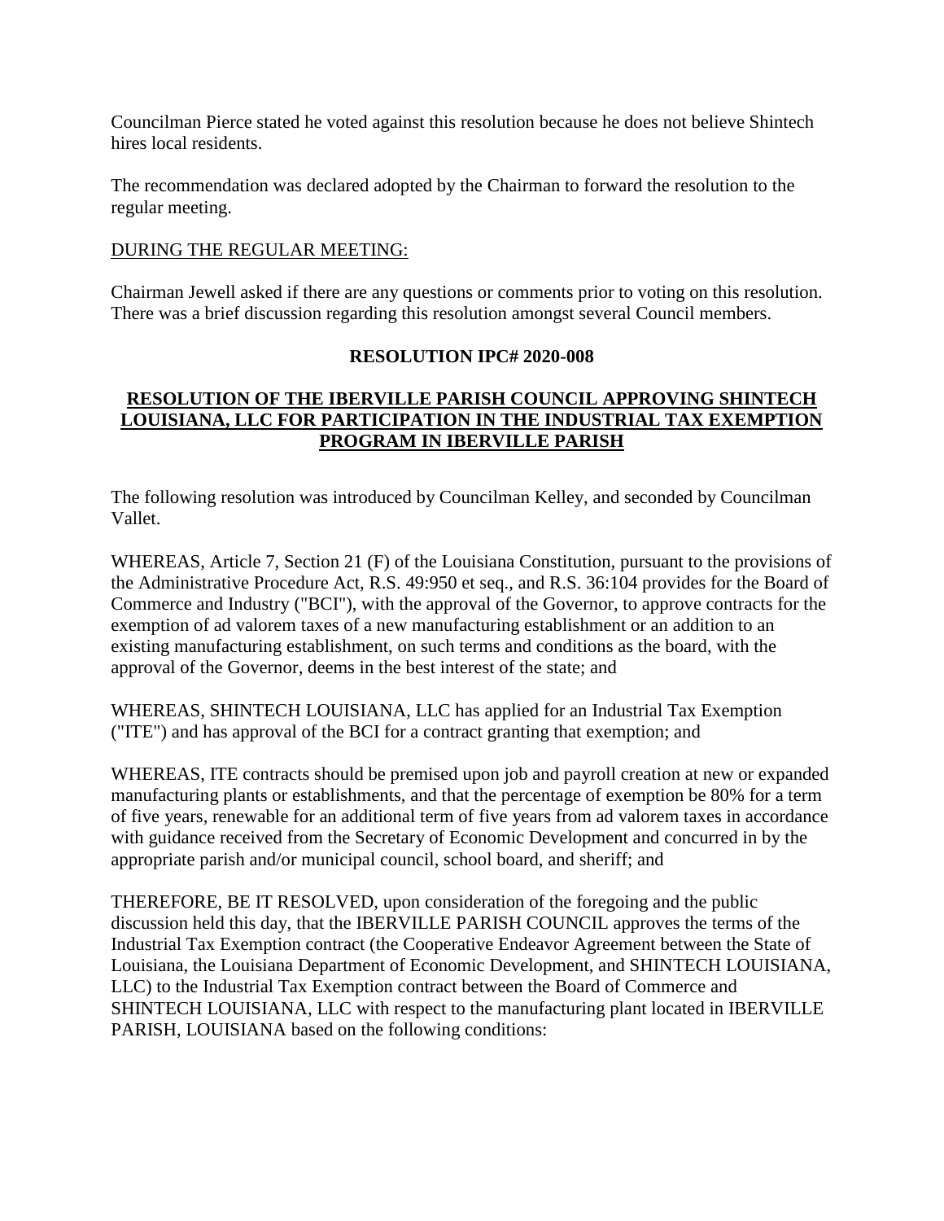Councilman Pierce stated he voted against this resolution because he does not believe Shintech hires local residents.

The recommendation was declared adopted by the Chairman to forward the resolution to the regular meeting.

DURING THE REGULAR MEETING:

Chairman Jewell asked if there are any questions or comments prior to voting on this resolution. There was a brief discussion regarding this resolution amongst several Council members.

**RESOLUTION IPC# 2020-008**

**RESOLUTION OF THE IBERVILLE PARISH COUNCIL APPROVING SHINTECH LOUISIANA, LLC FOR PARTICIPATION IN THE INDUSTRIAL TAX EXEMPTION PROGRAM IN IBERVILLE PARISH**

The following resolution was introduced by Councilman Kelley, and seconded by Councilman Vallet.

WHEREAS, Article 7, Section 21 (F) of the Louisiana Constitution, pursuant to the provisions of the Administrative Procedure Act, R.S. 49:950 et seq., and R.S. 36:104 provides for the Board of Commerce and Industry ("BCI"), with the approval of the Governor, to approve contracts for the exemption of ad valorem taxes of a new manufacturing establishment or an addition to an existing manufacturing establishment, on such terms and conditions as the board, with the approval of the Governor, deems in the best interest of the state; and

WHEREAS, SHINTECH LOUISIANA, LLC has applied for an Industrial Tax Exemption ("ITE") and has approval of the BCI for a contract granting that exemption; and

WHEREAS, ITE contracts should be premised upon job and payroll creation at new or expanded manufacturing plants or establishments, and that the percentage of exemption be 80% for a term of five years, renewable for an additional term of five years from ad valorem taxes in accordance with guidance received from the Secretary of Economic Development and concurred in by the appropriate parish and/or municipal council, school board, and sheriff; and

THEREFORE, BE IT RESOLVED, upon consideration of the foregoing and the public discussion held this day, that the IBERVILLE PARISH COUNCIL approves the terms of the Industrial Tax Exemption contract (the Cooperative Endeavor Agreement between the State of Louisiana, the Louisiana Department of Economic Development, and SHINTECH LOUISIANA, LLC) to the Industrial Tax Exemption contract between the Board of Commerce and SHINTECH LOUISIANA, LLC with respect to the manufacturing plant located in IBERVILLE PARISH, LOUISIANA based on the following conditions: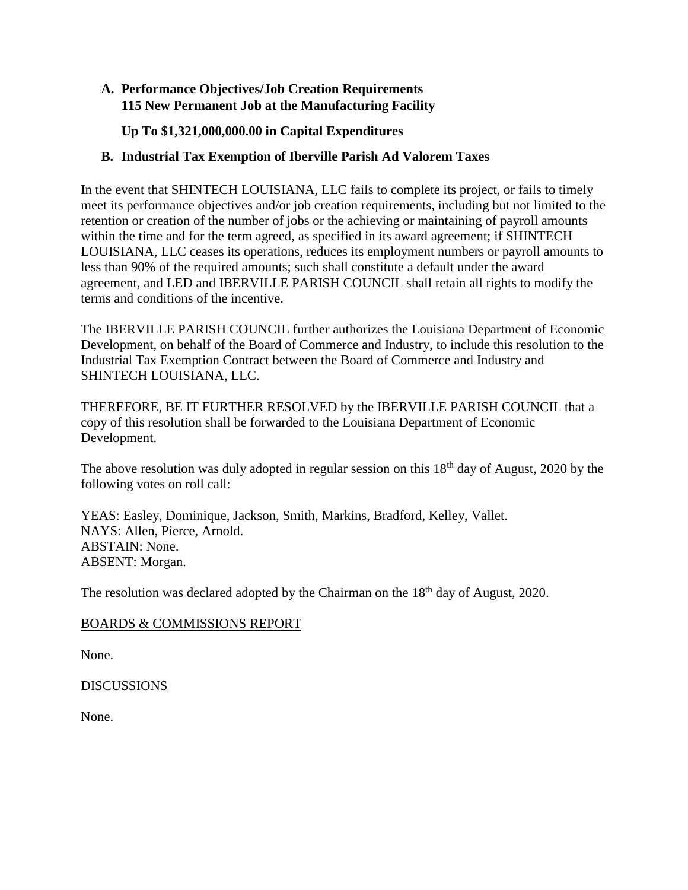A. **Performance Objectives/Job Creation Requirements**
   **115 New Permanent Job at the Manufacturing Facility**

   **Up To $1,321,000,000.00 in Capital Expenditures**

B. **Industrial Tax Exemption of Iberville Parish Ad Valorem Taxes**

In the event that SHINTECH LOUISIANA, LLC fails to complete its project, or fails to timely meet its performance objectives and/or job creation requirements, including but not limited to the retention or creation of the number of jobs or the achieving or maintaining of payroll amounts within the time and for the term agreed, as specified in its award agreement; if SHINTECH LOUISIANA, LLC ceases its operations, reduces its employment numbers or payroll amounts to less than 90% of the required amounts; such shall constitute a default under the award agreement, and LED and IBERVILLE PARISH COUNCIL shall retain all rights to modify the terms and conditions of the incentive.

The IBERVILLE PARISH COUNCIL further authorizes the Louisiana Department of Economic Development, on behalf of the Board of Commerce and Industry, to include this resolution to the Industrial Tax Exemption Contract between the Board of Commerce and Industry and SHINTECH LOUISIANA, LLC.

THEREFORE, BE IT FURTHER RESOLVED by the IBERVILLE PARISH COUNCIL that a copy of this resolution shall be forwarded to the Louisiana Department of Economic Development.

The above resolution was duly adopted in regular session on this 18th day of August, 2020 by the following votes on roll call:

YEAS: Easley, Dominique, Jackson, Smith, Markins, Bradford, Kelley, Vallet.
NAYS: Allen, Pierce, Arnold.
ABSTAIN: None.
ABSENT: Morgan.

The resolution was declared adopted by the Chairman on the 18th day of August, 2020.

BOARDS & COMMISSIONS REPORT

None.

DISCUSSIONS

None.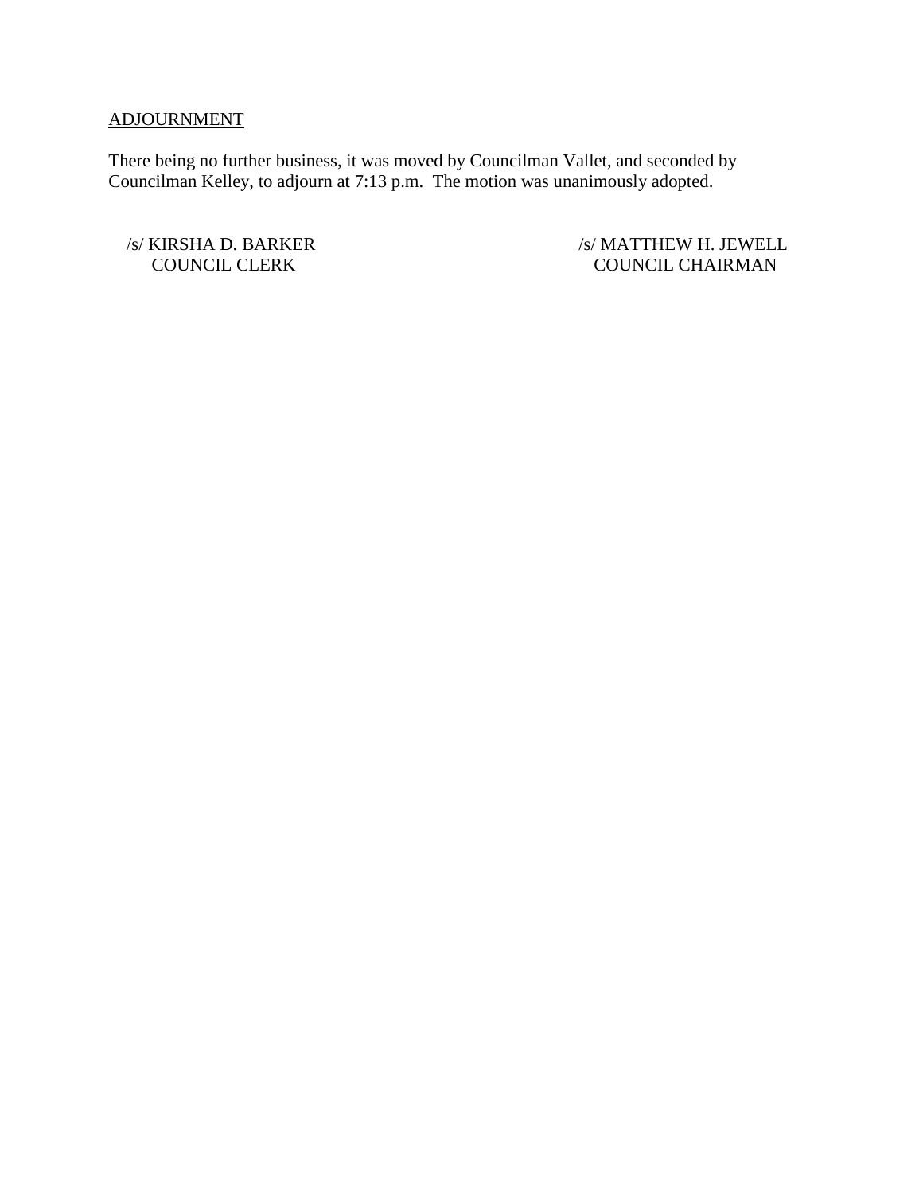ADJOURNMENT

There being no further business, it was moved by Councilman Vallet, and seconded by Councilman Kelley, to adjourn at 7:13 p.m. The motion was unanimously adopted.

| | |
|---|---|
| /s/ KIRSHA D. BARKER<br>COUNCIL CLERK | /s/ MATTHEW H. JEWELL<br>COUNCIL CHAIRMAN |